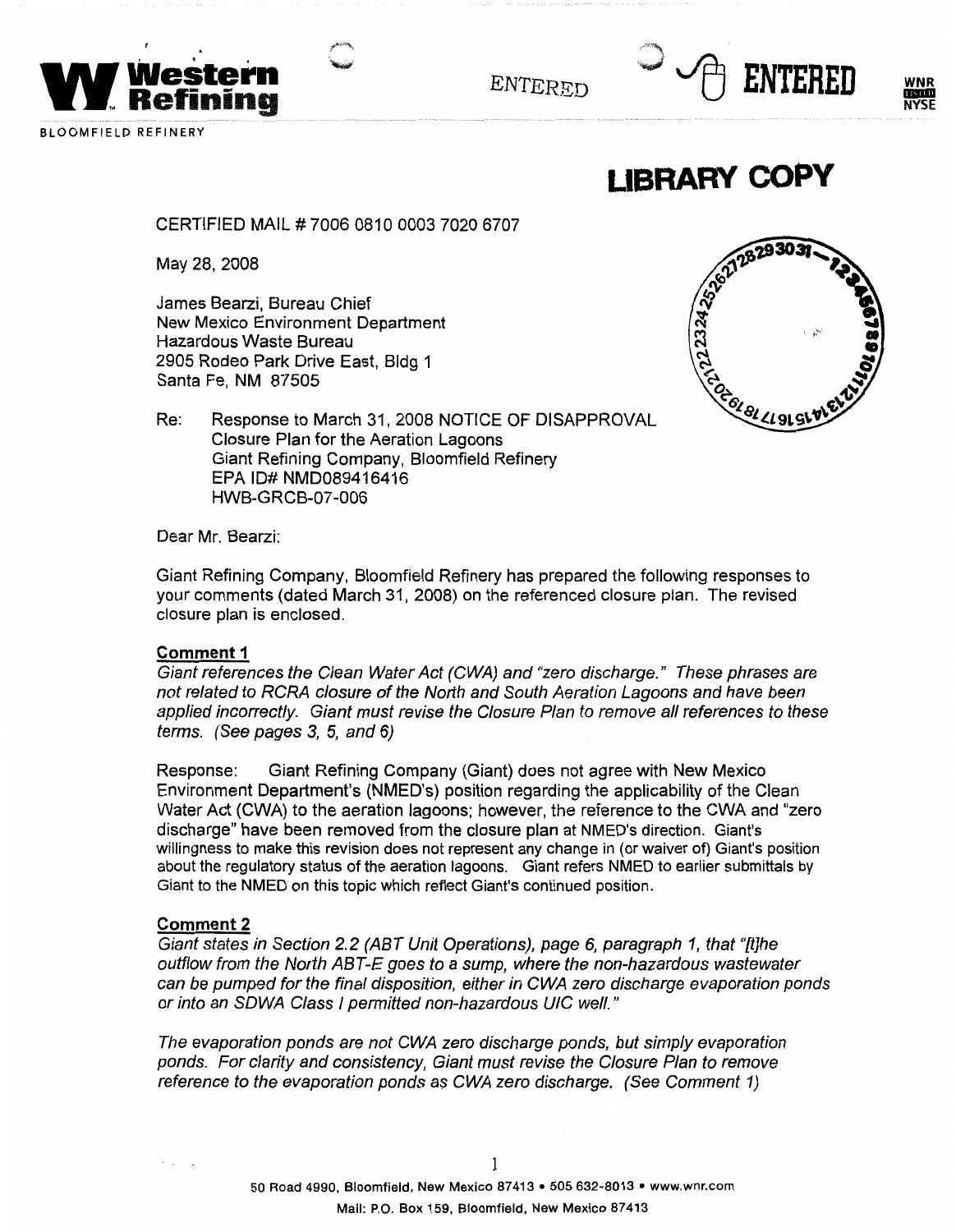**Western Refining**

BLOOMFIELD REFINERY

ENTERED ENTERED

WNR NYSE

**LIBRARY COPY**

CERTIFIED MAIL # 7006 0810 0003 7020 6707

May 28, 2008

James Bearzi, Bureau Chief
New Mexico Environment Department
Hazardous Waste Bureau
2905 Rodeo Park Drive East, Bldg 1
Santa Fe, NM 87505

Re: Response to March 31, 2008 NOTICE OF DISAPPROVAL
Closure Plan for the Aeration Lagoons
Giant Refining Company, Bloomfield Refinery
EPA ID# NMD089416416
HWB-GRCB-07-006

Dear Mr. Bearzi:

Giant Refining Company, Bloomfield Refinery has prepared the following responses to your comments (dated March 31, 2008) on the referenced closure plan. The revised closure plan is enclosed.

**Comment 1**

*Giant references the Clean Water Act (CWA) and "zero discharge." These phrases are not related to RCRA closure of the North and South Aeration Lagoons and have been applied incorrectly. Giant must revise the Closure Plan to remove all references to these terms. (See pages 3, 5, and 6)*

Response: Giant Refining Company (Giant) does not agree with New Mexico Environment Department's (NMED's) position regarding the applicability of the Clean Water Act (CWA) to the aeration lagoons; however, the reference to the CWA and "zero discharge" have been removed from the closure plan at NMED's direction. Giant's willingness to make this revision does not represent any change in (or waiver of) Giant's position about the regulatory status of the aeration lagoons. Giant refers NMED to earlier submittals by Giant to the NMED on this topic which reflect Giant's continued position.

**Comment 2**

*Giant states in Section 2.2 (ABT Unit Operations), page 6, paragraph 1, that "[t]he outflow from the North ABT-E goes to a sump, where the non-hazardous wastewater can be pumped for the final disposition, either in CWA zero discharge evaporation ponds or into an SDWA Class I permitted non-hazardous UIC well."*

*The evaporation ponds are not CWA zero discharge ponds, but simply evaporation ponds. For clarity and consistency, Giant must revise the Closure Plan to remove reference to the evaporation ponds as CWA zero discharge. (See Comment 1)*

50 Road 4990, Bloomfield, New Mexico 87413 • 505 632-8013 • www.wnr.com
Mail: P.O. Box 159, Bloomfield, New Mexico 87413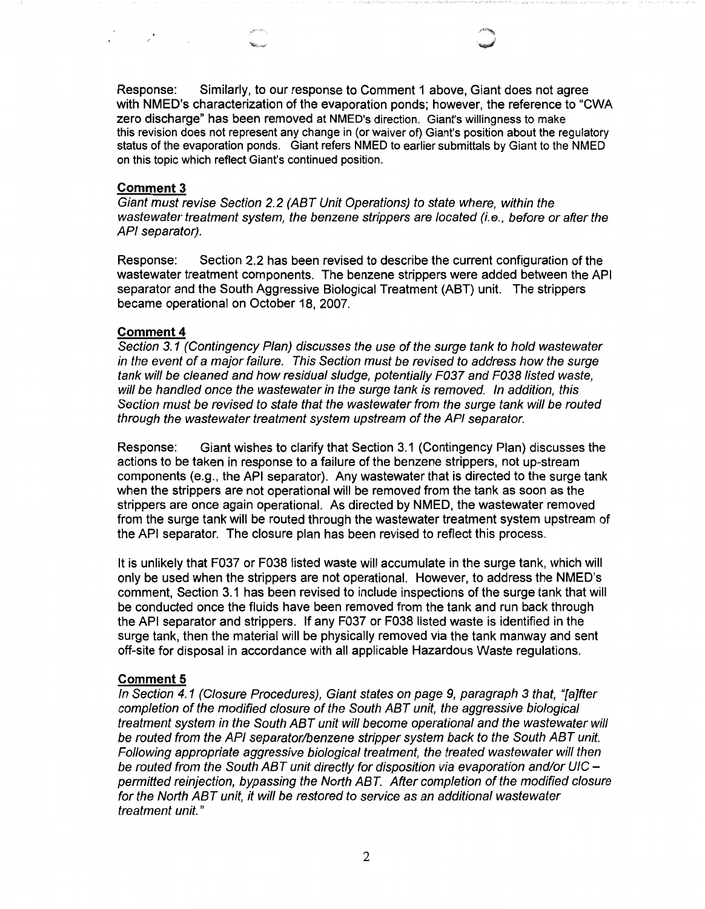Response: Similarly, to our response to Comment 1 above, Giant does not agree with NMED's characterization of the evaporation ponds; however, the reference to "CWA zero discharge" has been removed at NMED's direction. Giant's willingness to make this revision does not represent any change in (or waiver of) Giant's position about the regulatory status of the evaporation ponds. Giant refers NMED to earlier submittals by Giant to the NMED on this topic which reflect Giant's continued position.

**Comment 3**

*Giant must revise Section 2.2 (ABT Unit Operations) to state where, within the wastewater treatment system, the benzene strippers are located (i.e., before or after the API separator).*

Response: Section 2.2 has been revised to describe the current configuration of the wastewater treatment components. The benzene strippers were added between the API separator and the South Aggressive Biological Treatment (ABT) unit. The strippers became operational on October 18, 2007.

**Comment 4**

*Section 3.1 (Contingency Plan) discusses the use of the surge tank to hold wastewater in the event of a major failure. This Section must be revised to address how the surge tank will be cleaned and how residual sludge, potentially F037 and F038 listed waste, will be handled once the wastewater in the surge tank is removed. In addition, this Section must be revised to state that the wastewater from the surge tank will be routed through the wastewater treatment system upstream of the API separator.*

Response: Giant wishes to clarify that Section 3.1 (Contingency Plan) discusses the actions to be taken in response to a failure of the benzene strippers, not up-stream components (e.g., the API separator). Any wastewater that is directed to the surge tank when the strippers are not operational will be removed from the tank as soon as the strippers are once again operational. As directed by NMED, the wastewater removed from the surge tank will be routed through the wastewater treatment system upstream of the API separator. The closure plan has been revised to reflect this process.

It is unlikely that F037 or F038 listed waste will accumulate in the surge tank, which will only be used when the strippers are not operational. However, to address the NMED's comment, Section 3.1 has been revised to include inspections of the surge tank that will be conducted once the fluids have been removed from the tank and run back through the API separator and strippers. If any F037 or F038 listed waste is identified in the surge tank, then the material will be physically removed via the tank manway and sent off-site for disposal in accordance with all applicable Hazardous Waste regulations.

**Comment 5**

*In Section 4.1 (Closure Procedures), Giant states on page 9, paragraph 3 that, "[a]fter completion of the modified closure of the South ABT unit, the aggressive biological treatment system in the South ABT unit will become operational and the wastewater will be routed from the API separator/benzene stripper system back to the South ABT unit. Following appropriate aggressive biological treatment, the treated wastewater will then be routed from the South ABT unit directly for disposition via evaporation and/or UIC – permitted reinjection, bypassing the North ABT. After completion of the modified closure for the North ABT unit, it will be restored to service as an additional wastewater treatment unit."*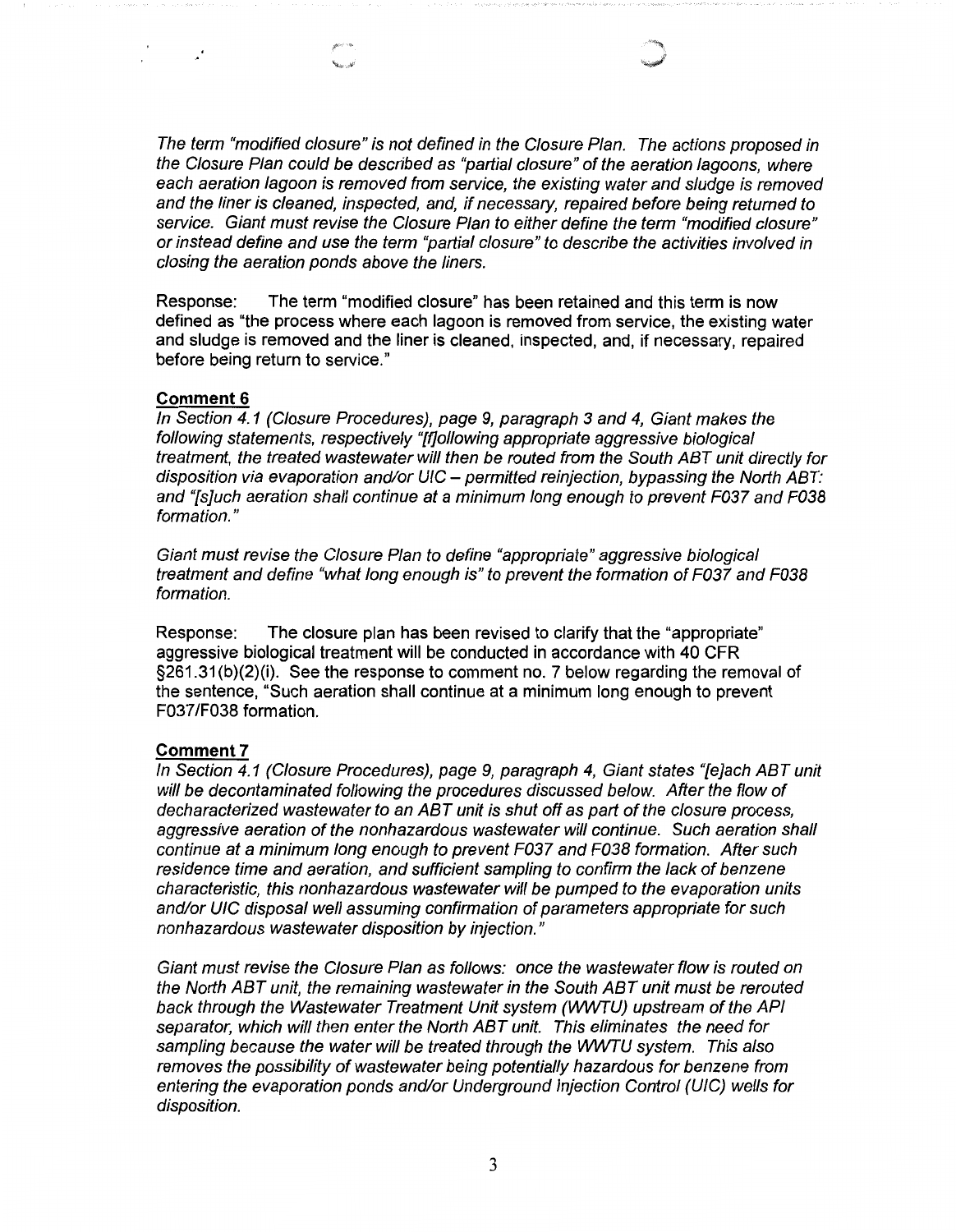*The term "modified closure" is not defined in the Closure Plan. The actions proposed in the Closure Plan could be described as "partial closure" of the aeration lagoons, where each aeration lagoon is removed from service, the existing water and sludge is removed and the liner is cleaned, inspected, and, if necessary, repaired before being returned to service. Giant must revise the Closure Plan to either define the term "modified closure" or instead define and use the term "partial closure" to describe the activities involved in closing the aeration ponds above the liners.*

Response: The term "modified closure" has been retained and this term is now defined as "the process where each lagoon is removed from service, the existing water and sludge is removed and the liner is cleaned, inspected, and, if necessary, repaired before being return to service."

**Comment 6**

*In Section 4.1 (Closure Procedures), page 9, paragraph 3 and 4, Giant makes the following statements, respectively "[f]ollowing appropriate aggressive biological treatment, the treated wastewater will then be routed from the South ABT unit directly for disposition via evaporation and/or UIC – permitted reinjection, bypassing the North ABT: and "[s]uch aeration shall continue at a minimum long enough to prevent F037 and F038 formation."*

*Giant must revise the Closure Plan to define "appropriate" aggressive biological treatment and define "what long enough is" to prevent the formation of F037 and F038 formation.*

Response: The closure plan has been revised to clarify that the "appropriate" aggressive biological treatment will be conducted in accordance with 40 CFR §261.31(b)(2)(i). See the response to comment no. 7 below regarding the removal of the sentence, "Such aeration shall continue at a minimum long enough to prevent F037/F038 formation.

**Comment 7**

*In Section 4.1 (Closure Procedures), page 9, paragraph 4, Giant states "[e]ach ABT unit will be decontaminated following the procedures discussed below. After the flow of decharacterized wastewater to an ABT unit is shut off as part of the closure process, aggressive aeration of the nonhazardous wastewater will continue. Such aeration shall continue at a minimum long enough to prevent F037 and F038 formation. After such residence time and aeration, and sufficient sampling to confirm the lack of benzene characteristic, this nonhazardous wastewater will be pumped to the evaporation units and/or UIC disposal well assuming confirmation of parameters appropriate for such nonhazardous wastewater disposition by injection."*

*Giant must revise the Closure Plan as follows: once the wastewater flow is routed on the North ABT unit, the remaining wastewater in the South ABT unit must be rerouted back through the Wastewater Treatment Unit system (WWTU) upstream of the API separator, which will then enter the North ABT unit. This eliminates the need for sampling because the water will be treated through the WWTU system. This also removes the possibility of wastewater being potentially hazardous for benzene from entering the evaporation ponds and/or Underground Injection Control (UIC) wells for disposition.*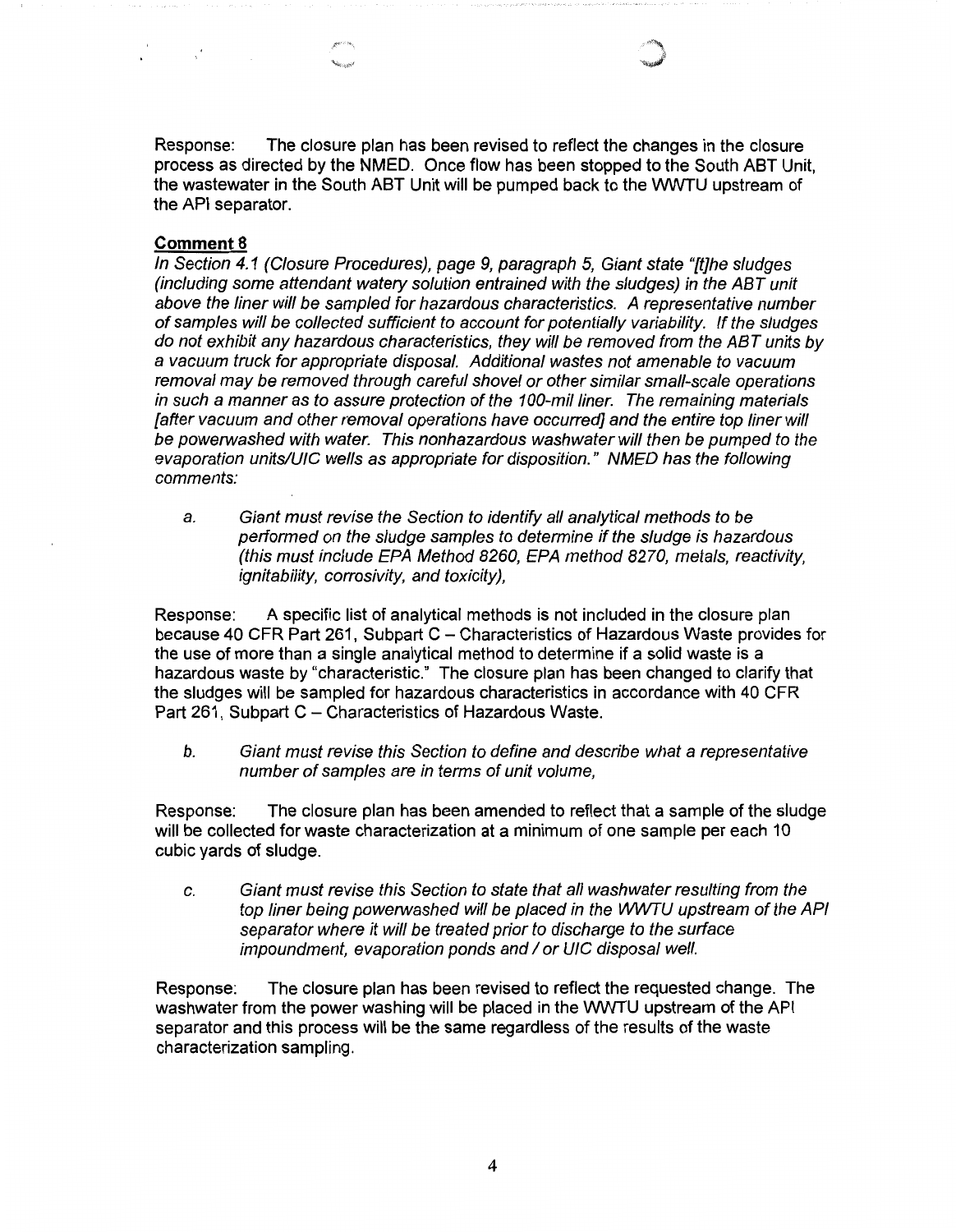Response: The closure plan has been revised to reflect the changes in the closure process as directed by the NMED. Once flow has been stopped to the South ABT Unit, the wastewater in the South ABT Unit will be pumped back to the WWTU upstream of the API separator.

**Comment 8**

*In Section 4.1 (Closure Procedures), page 9, paragraph 5, Giant state "[t]he sludges (including some attendant watery solution entrained with the sludges) in the ABT unit above the liner will be sampled for hazardous characteristics. A representative number of samples will be collected sufficient to account for potentially variability. If the sludges do not exhibit any hazardous characteristics, they will be removed from the ABT units by a vacuum truck for appropriate disposal. Additional wastes not amenable to vacuum removal may be removed through careful shovel or other similar small-scale operations in such a manner as to assure protection of the 100-mil liner. The remaining materials [after vacuum and other removal operations have occurred] and the entire top liner will be powerwashed with water. This nonhazardous washwater will then be pumped to the evaporation units/UIC wells as appropriate for disposition." NMED has the following comments:*

a. *Giant must revise the Section to identify all analytical methods to be performed on the sludge samples to determine if the sludge is hazardous (this must include EPA Method 8260, EPA method 8270, metals, reactivity, ignitability, corrosivity, and toxicity),*

Response: A specific list of analytical methods is not included in the closure plan because 40 CFR Part 261, Subpart C – Characteristics of Hazardous Waste provides for the use of more than a single analytical method to determine if a solid waste is a hazardous waste by "characteristic." The closure plan has been changed to clarify that the sludges will be sampled for hazardous characteristics in accordance with 40 CFR Part 261, Subpart C – Characteristics of Hazardous Waste.

b. *Giant must revise this Section to define and describe what a representative number of samples are in terms of unit volume,*

Response: The closure plan has been amended to reflect that a sample of the sludge will be collected for waste characterization at a minimum of one sample per each 10 cubic yards of sludge.

c. *Giant must revise this Section to state that all washwater resulting from the top liner being powerwashed will be placed in the WWTU upstream of the API separator where it will be treated prior to discharge to the surface impoundment, evaporation ponds and / or UIC disposal well.*

Response: The closure plan has been revised to reflect the requested change. The washwater from the power washing will be placed in the WWTU upstream of the API separator and this process will be the same regardless of the results of the waste characterization sampling.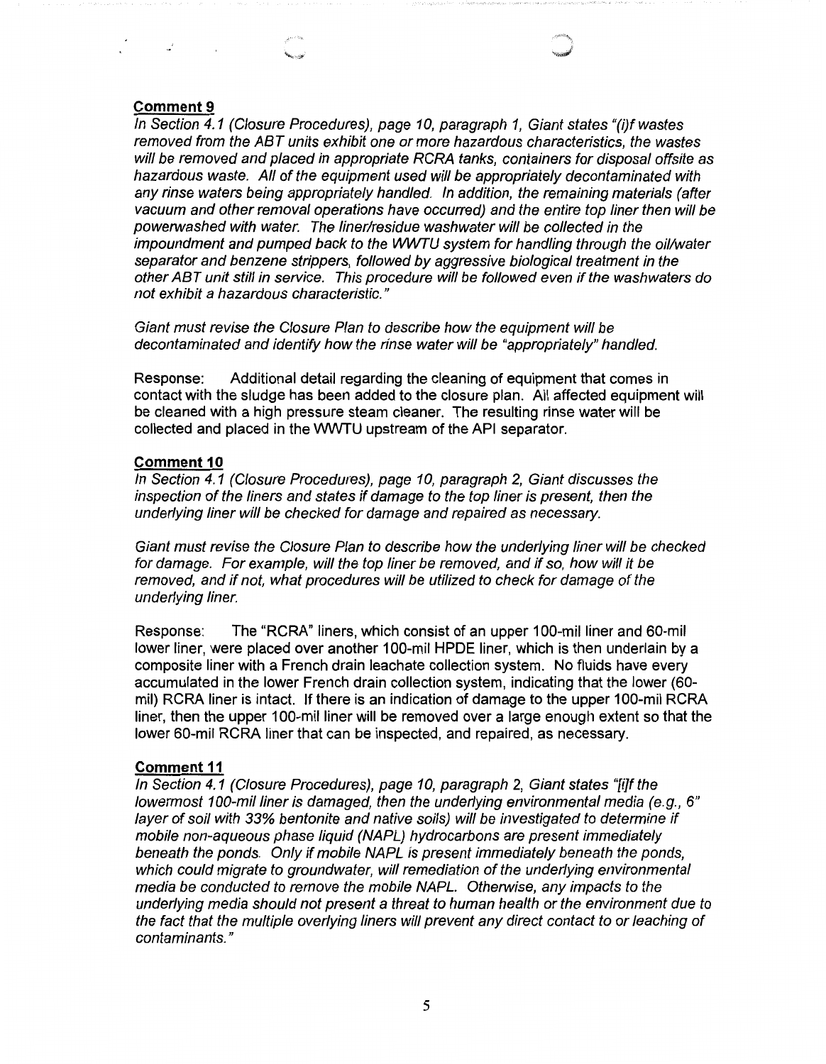**Comment 9**

*In Section 4.1 (Closure Procedures), page 10, paragraph 1, Giant states "(i)f wastes removed from the ABT units exhibit one or more hazardous characteristics, the wastes will be removed and placed in appropriate RCRA tanks, containers for disposal offsite as hazardous waste. All of the equipment used will be appropriately decontaminated with any rinse waters being appropriately handled. In addition, the remaining materials (after vacuum and other removal operations have occurred) and the entire top liner then will be powerwashed with water. The liner/residue washwater will be collected in the impoundment and pumped back to the WWTU system for handling through the oil/water separator and benzene strippers, followed by aggressive biological treatment in the other ABT unit still in service. This procedure will be followed even if the washwaters do not exhibit a hazardous characteristic."*

*Giant must revise the Closure Plan to describe how the equipment will be decontaminated and identify how the rinse water will be "appropriately" handled.*

Response: Additional detail regarding the cleaning of equipment that comes in contact with the sludge has been added to the closure plan. All affected equipment will be cleaned with a high pressure steam cleaner. The resulting rinse water will be collected and placed in the WWTU upstream of the API separator.

**Comment 10**

*In Section 4.1 (Closure Procedures), page 10, paragraph 2, Giant discusses the inspection of the liners and states if damage to the top liner is present, then the underlying liner will be checked for damage and repaired as necessary.*

*Giant must revise the Closure Plan to describe how the underlying liner will be checked for damage. For example, will the top liner be removed, and if so, how will it be removed, and if not, what procedures will be utilized to check for damage of the underlying liner.*

Response: The "RCRA" liners, which consist of an upper 100-mil liner and 60-mil lower liner, were placed over another 100-mil HPDE liner, which is then underlain by a composite liner with a French drain leachate collection system. No fluids have every accumulated in the lower French drain collection system, indicating that the lower (60-mil) RCRA liner is intact. If there is an indication of damage to the upper 100-mil RCRA liner, then the upper 100-mil liner will be removed over a large enough extent so that the lower 60-mil RCRA liner that can be inspected, and repaired, as necessary.

**Comment 11**

*In Section 4.1 (Closure Procedures), page 10, paragraph 2, Giant states "[i]f the lowermost 100-mil liner is damaged, then the underlying environmental media (e.g., 6" layer of soil with 33% bentonite and native soils) will be investigated to determine if mobile non-aqueous phase liquid (NAPL) hydrocarbons are present immediately beneath the ponds. Only if mobile NAPL is present immediately beneath the ponds, which could migrate to groundwater, will remediation of the underlying environmental media be conducted to remove the mobile NAPL. Otherwise, any impacts to the underlying media should not present a threat to human health or the environment due to the fact that the multiple overlying liners will prevent any direct contact to or leaching of contaminants."*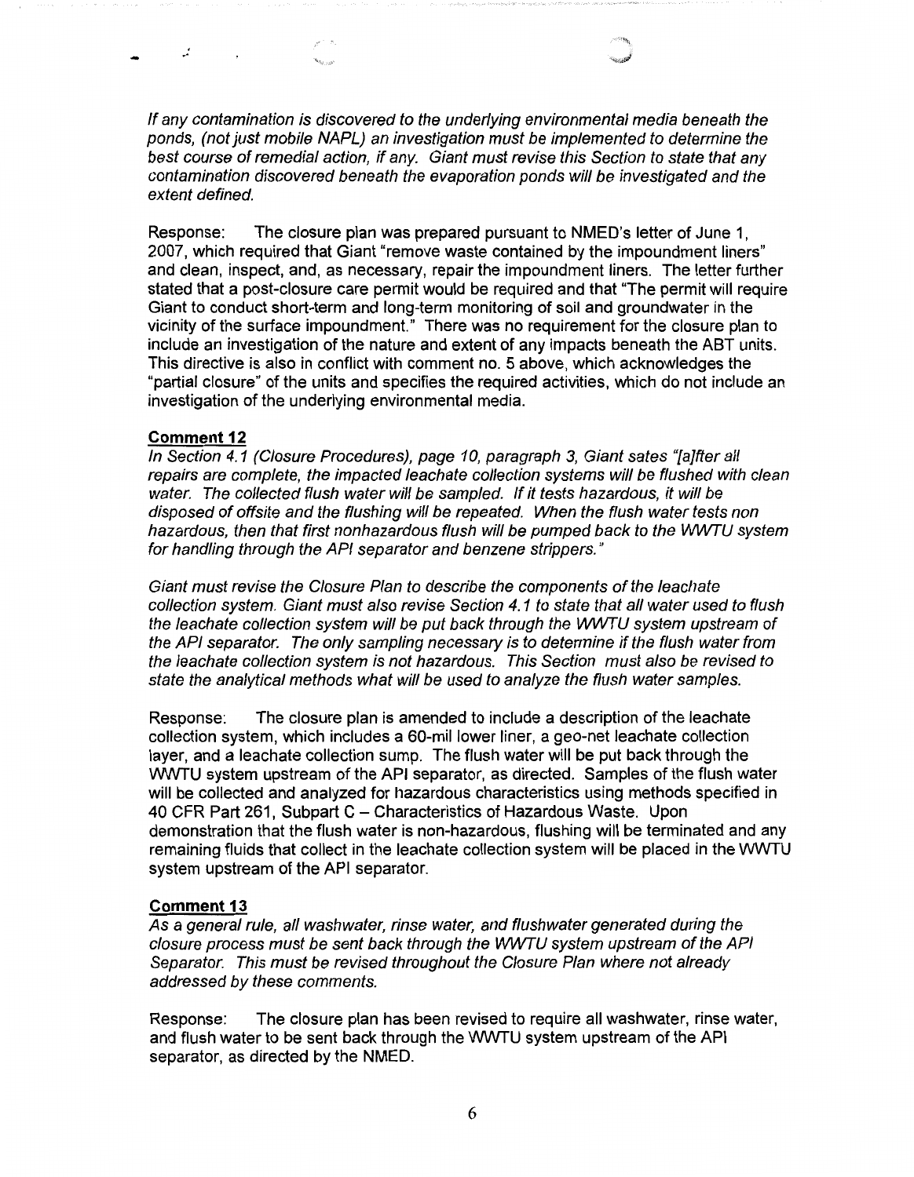*If any contamination is discovered to the underlying environmental media beneath the ponds, (not just mobile NAPL) an investigation must be implemented to determine the best course of remedial action, if any. Giant must revise this Section to state that any contamination discovered beneath the evaporation ponds will be investigated and the extent defined.*

Response: The closure plan was prepared pursuant to NMED's letter of June 1, 2007, which required that Giant "remove waste contained by the impoundment liners" and clean, inspect, and, as necessary, repair the impoundment liners. The letter further stated that a post-closure care permit would be required and that "The permit will require Giant to conduct short-term and long-term monitoring of soil and groundwater in the vicinity of the surface impoundment." There was no requirement for the closure plan to include an investigation of the nature and extent of any impacts beneath the ABT units. This directive is also in conflict with comment no. 5 above, which acknowledges the "partial closure" of the units and specifies the required activities, which do not include an investigation of the underlying environmental media.

**Comment 12**

*In Section 4.1 (Closure Procedures), page 10, paragraph 3, Giant sates "[a]fter all repairs are complete, the impacted leachate collection systems will be flushed with clean water. The collected flush water will be sampled. If it tests hazardous, it will be disposed of offsite and the flushing will be repeated. When the flush water tests non hazardous, then that first nonhazardous flush will be pumped back to the WWTU system for handling through the API separator and benzene strippers."*

*Giant must revise the Closure Plan to describe the components of the leachate collection system. Giant must also revise Section 4.1 to state that all water used to flush the leachate collection system will be put back through the WWTU system upstream of the API separator. The only sampling necessary is to determine if the flush water from the leachate collection system is not hazardous. This Section must also be revised to state the analytical methods what will be used to analyze the flush water samples.*

Response: The closure plan is amended to include a description of the leachate collection system, which includes a 60-mil lower liner, a geo-net leachate collection layer, and a leachate collection sump. The flush water will be put back through the WWTU system upstream of the API separator, as directed. Samples of the flush water will be collected and analyzed for hazardous characteristics using methods specified in 40 CFR Part 261, Subpart C – Characteristics of Hazardous Waste. Upon demonstration that the flush water is non-hazardous, flushing will be terminated and any remaining fluids that collect in the leachate collection system will be placed in the WWTU system upstream of the API separator.

**Comment 13**

*As a general rule, all washwater, rinse water, and flushwater generated during the closure process must be sent back through the WWTU system upstream of the API Separator. This must be revised throughout the Closure Plan where not already addressed by these comments.*

Response: The closure plan has been revised to require all washwater, rinse water, and flush water to be sent back through the WWTU system upstream of the API separator, as directed by the NMED.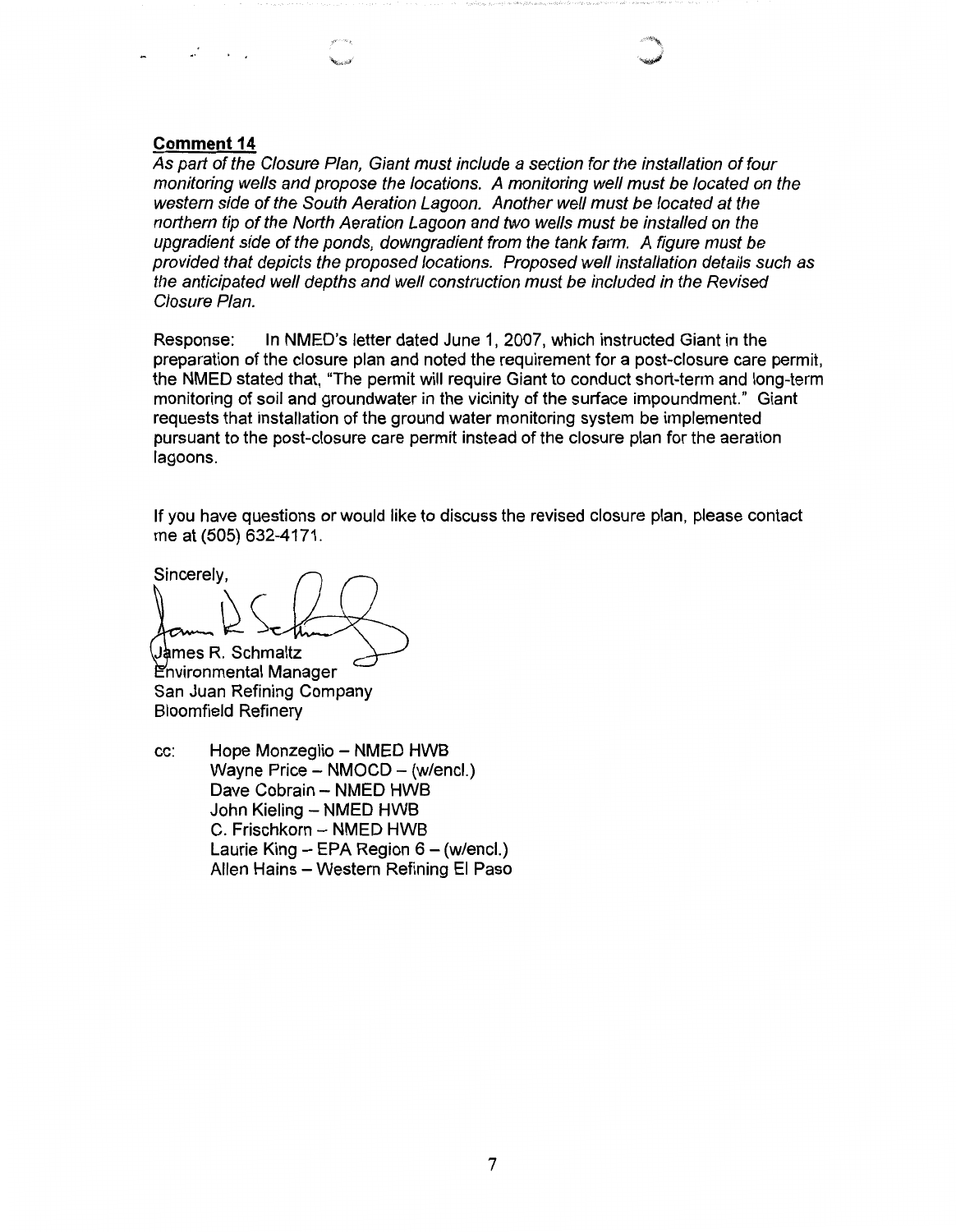**Comment 14**

*As part of the Closure Plan, Giant must include a section for the installation of four monitoring wells and propose the locations. A monitoring well must be located on the western side of the South Aeration Lagoon. Another well must be located at the northern tip of the North Aeration Lagoon and two wells must be installed on the upgradient side of the ponds, downgradient from the tank farm. A figure must be provided that depicts the proposed locations. Proposed well installation details such as the anticipated well depths and well construction must be included in the Revised Closure Plan.*

Response: In NMED's letter dated June 1, 2007, which instructed Giant in the preparation of the closure plan and noted the requirement for a post-closure care permit, the NMED stated that, "The permit will require Giant to conduct short-term and long-term monitoring of soil and groundwater in the vicinity of the surface impoundment." Giant requests that installation of the ground water monitoring system be implemented pursuant to the post-closure care permit instead of the closure plan for the aeration lagoons.

If you have questions or would like to discuss the revised closure plan, please contact me at (505) 632-4171.

Sincerely,

James R. Schmaltz
Environmental Manager
San Juan Refining Company
Bloomfield Refinery

cc: Hope Monzeglio – NMED HWB
Wayne Price – NMOCD – (w/encl.)
Dave Cobrain – NMED HWB
John Kieling – NMED HWB
C. Frischkorn – NMED HWB
Laurie King – EPA Region 6 – (w/encl.)
Allen Hains – Western Refining El Paso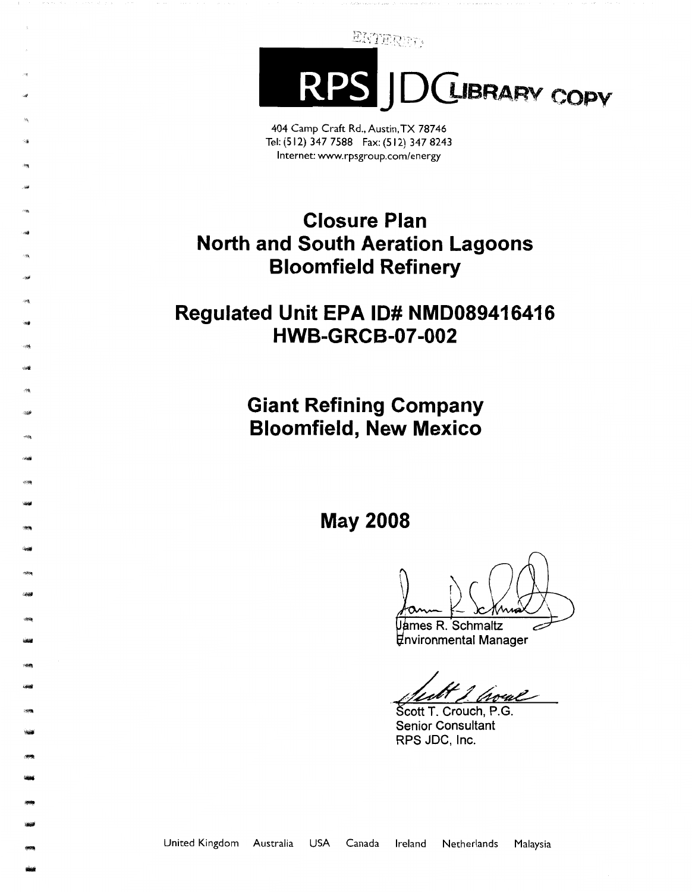ENTERED

RPS JDC LIBRARY COPY

404 Camp Craft Rd., Austin, TX 78746
Tel: (512) 347 7588 Fax: (512) 347 8243
Internet: www.rpsgroup.com/energy

# Closure Plan North and South Aeration Lagoons Bloomfield Refinery

# Regulated Unit EPA ID# NMD089416416 HWB-GRCB-07-002

# Giant Refining Company Bloomfield, New Mexico

## May 2008

James R. Schmaltz
Environmental Manager

Scott T. Crouch, P.G.
Senior Consultant
RPS JDC, Inc.

United Kingdom Australia USA Canada Ireland Netherlands Malaysia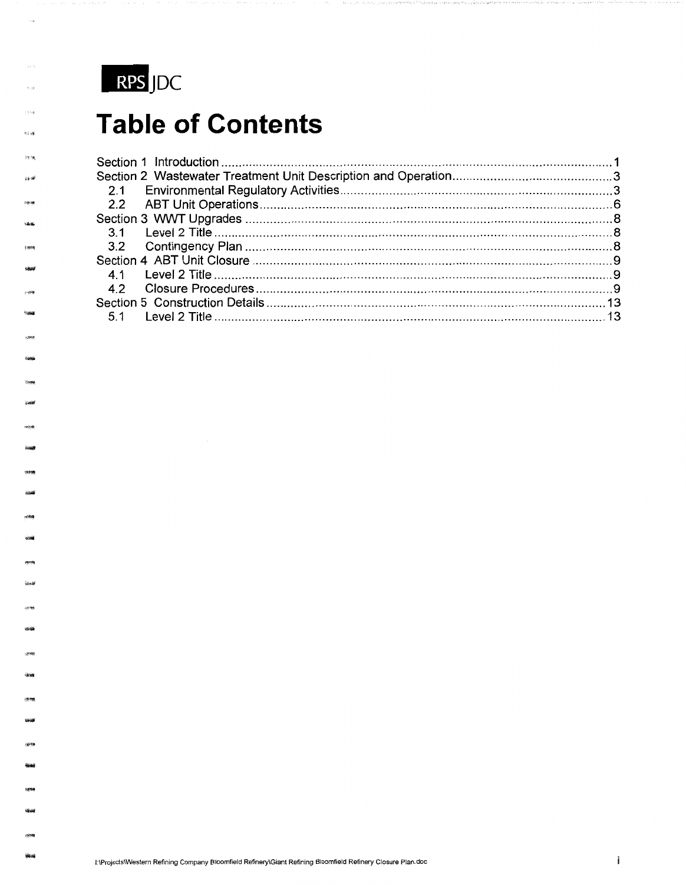RPS JDC

# Table of Contents

Section 1 Introduction .......................................................................................................... 1
Section 2 Wastewater Treatment Unit Description and Operation ........................................ 3
  2.1 Environmental Regulatory Activities .............................................................................. 3
  2.2 ABT Unit Operations ...................................................................................................... 6
Section 3 WWT Upgrades ....................................................................................................... 8
  3.1 Level 2 Title .................................................................................................................. 8
  3.2 Contingency Plan ........................................................................................................... 8
Section 4 ABT Unit Closure ..................................................................................................... 9
  4.1 Level 2 Title .................................................................................................................. 9
  4.2 Closure Procedures ........................................................................................................ 9
Section 5 Construction Details ............................................................................................... 13
  5.1 Level 2 Title ................................................................................................................. 13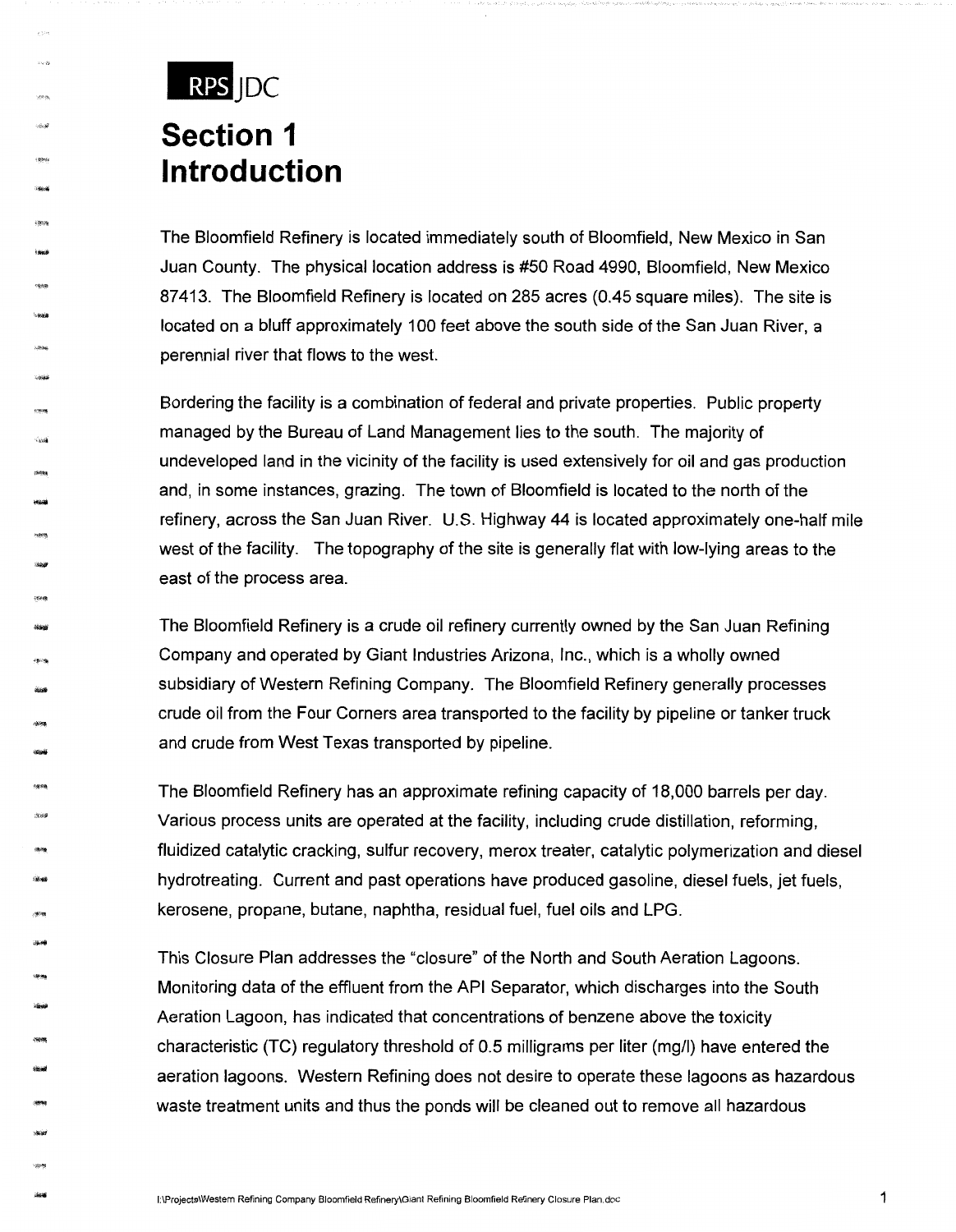RPS JDC

# Section 1
# Introduction

The Bloomfield Refinery is located immediately south of Bloomfield, New Mexico in San Juan County. The physical location address is #50 Road 4990, Bloomfield, New Mexico 87413. The Bloomfield Refinery is located on 285 acres (0.45 square miles). The site is located on a bluff approximately 100 feet above the south side of the San Juan River, a perennial river that flows to the west.

Bordering the facility is a combination of federal and private properties. Public property managed by the Bureau of Land Management lies to the south. The majority of undeveloped land in the vicinity of the facility is used extensively for oil and gas production and, in some instances, grazing. The town of Bloomfield is located to the north of the refinery, across the San Juan River. U.S. Highway 44 is located approximately one-half mile west of the facility. The topography of the site is generally flat with low-lying areas to the east of the process area.

The Bloomfield Refinery is a crude oil refinery currently owned by the San Juan Refining Company and operated by Giant Industries Arizona, Inc., which is a wholly owned subsidiary of Western Refining Company. The Bloomfield Refinery generally processes crude oil from the Four Corners area transported to the facility by pipeline or tanker truck and crude from West Texas transported by pipeline.

The Bloomfield Refinery has an approximate refining capacity of 18,000 barrels per day. Various process units are operated at the facility, including crude distillation, reforming, fluidized catalytic cracking, sulfur recovery, merox treater, catalytic polymerization and diesel hydrotreating. Current and past operations have produced gasoline, diesel fuels, jet fuels, kerosene, propane, butane, naphtha, residual fuel, fuel oils and LPG.

This Closure Plan addresses the "closure" of the North and South Aeration Lagoons. Monitoring data of the effluent from the API Separator, which discharges into the South Aeration Lagoon, has indicated that concentrations of benzene above the toxicity characteristic (TC) regulatory threshold of 0.5 milligrams per liter (mg/l) have entered the aeration lagoons. Western Refining does not desire to operate these lagoons as hazardous waste treatment units and thus the ponds will be cleaned out to remove all hazardous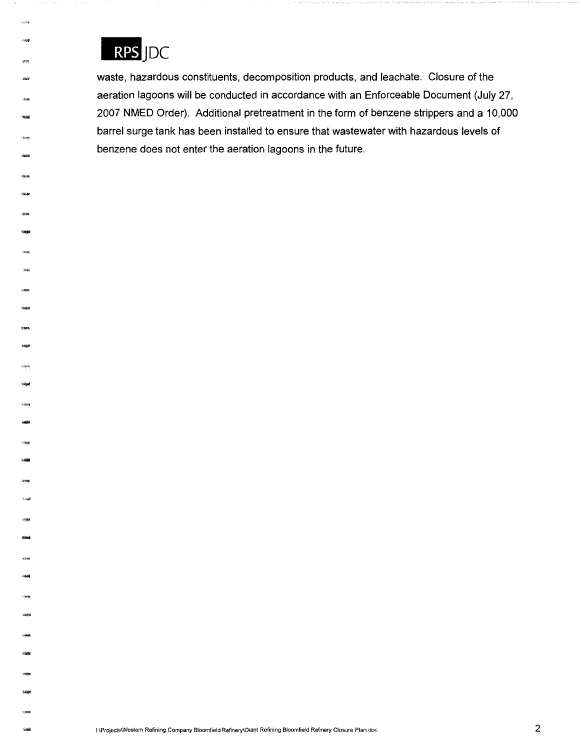waste, hazardous constituents, decomposition products, and leachate. Closure of the aeration lagoons will be conducted in accordance with an Enforceable Document (July 27, 2007 NMED Order). Additional pretreatment in the form of benzene strippers and a 10,000 barrel surge tank has been installed to ensure that wastewater with hazardous levels of benzene does not enter the aeration lagoons in the future.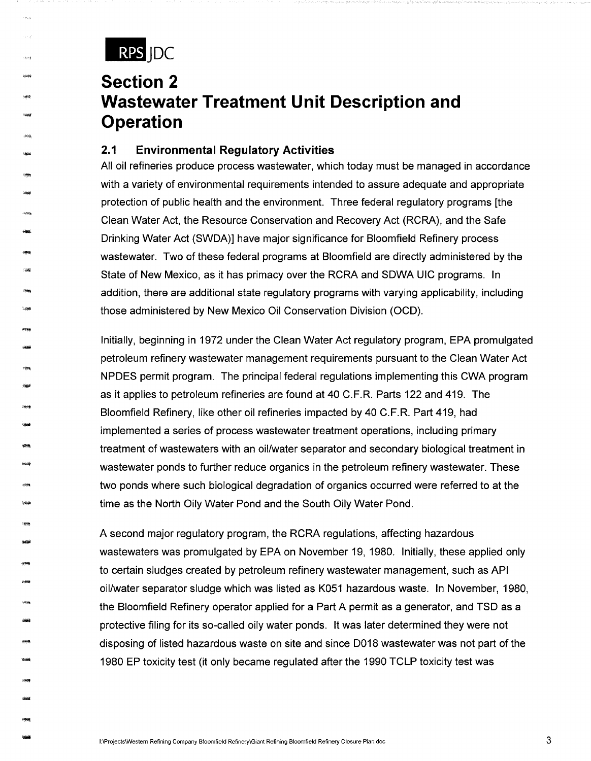# Section 2
# Wastewater Treatment Unit Description and Operation

## 2.1 Environmental Regulatory Activities

All oil refineries produce process wastewater, which today must be managed in accordance with a variety of environmental requirements intended to assure adequate and appropriate protection of public health and the environment. Three federal regulatory programs [the Clean Water Act, the Resource Conservation and Recovery Act (RCRA), and the Safe Drinking Water Act (SWDA)] have major significance for Bloomfield Refinery process wastewater. Two of these federal programs at Bloomfield are directly administered by the State of New Mexico, as it has primacy over the RCRA and SDWA UIC programs. In addition, there are additional state regulatory programs with varying applicability, including those administered by New Mexico Oil Conservation Division (OCD).

Initially, beginning in 1972 under the Clean Water Act regulatory program, EPA promulgated petroleum refinery wastewater management requirements pursuant to the Clean Water Act NPDES permit program. The principal federal regulations implementing this CWA program as it applies to petroleum refineries are found at 40 C.F.R. Parts 122 and 419. The Bloomfield Refinery, like other oil refineries impacted by 40 C.F.R. Part 419, had implemented a series of process wastewater treatment operations, including primary treatment of wastewaters with an oil/water separator and secondary biological treatment in wastewater ponds to further reduce organics in the petroleum refinery wastewater. These two ponds where such biological degradation of organics occurred were referred to at the time as the North Oily Water Pond and the South Oily Water Pond.

A second major regulatory program, the RCRA regulations, affecting hazardous wastewaters was promulgated by EPA on November 19, 1980. Initially, these applied only to certain sludges created by petroleum refinery wastewater management, such as API oil/water separator sludge which was listed as K051 hazardous waste. In November, 1980, the Bloomfield Refinery operator applied for a Part A permit as a generator, and TSD as a protective filing for its so-called oily water ponds. It was later determined they were not disposing of listed hazardous waste on site and since D018 wastewater was not part of the 1980 EP toxicity test (it only became regulated after the 1990 TCLP toxicity test was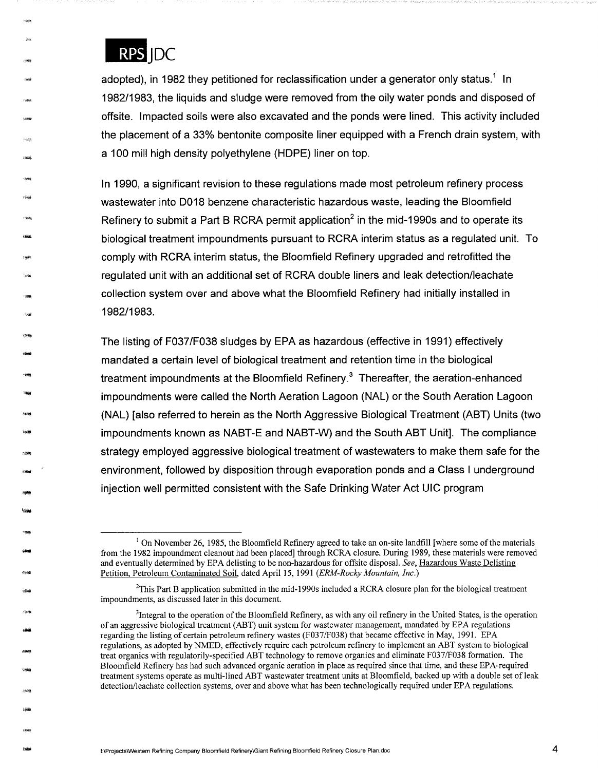adopted), in 1982 they petitioned for reclassification under a generator only status.[1] In 1982/1983, the liquids and sludge were removed from the oily water ponds and disposed of offsite. Impacted soils were also excavated and the ponds were lined. This activity included the placement of a 33% bentonite composite liner equipped with a French drain system, with a 100 mill high density polyethylene (HDPE) liner on top.

In 1990, a significant revision to these regulations made most petroleum refinery process wastewater into D018 benzene characteristic hazardous waste, leading the Bloomfield Refinery to submit a Part B RCRA permit application[2] in the mid-1990s and to operate its biological treatment impoundments pursuant to RCRA interim status as a regulated unit. To comply with RCRA interim status, the Bloomfield Refinery upgraded and retrofitted the regulated unit with an additional set of RCRA double liners and leak detection/leachate collection system over and above what the Bloomfield Refinery had initially installed in 1982/1983.

The listing of F037/F038 sludges by EPA as hazardous (effective in 1991) effectively mandated a certain level of biological treatment and retention time in the biological treatment impoundments at the Bloomfield Refinery.[3] Thereafter, the aeration-enhanced impoundments were called the North Aeration Lagoon (NAL) or the South Aeration Lagoon (NAL) [also referred to herein as the North Aggressive Biological Treatment (ABT) Units (two impoundments known as NABT-E and NABT-W) and the South ABT Unit]. The compliance strategy employed aggressive biological treatment of wastewaters to make them safe for the environment, followed by disposition through evaporation ponds and a Class I underground injection well permitted consistent with the Safe Drinking Water Act UIC program

---

[1] On November 26, 1985, the Bloomfield Refinery agreed to take an on-site landfill [where some of the materials from the 1982 impoundment cleanout had been placed] through RCRA closure. During 1989, these materials were removed and eventually determined by EPA delisting to be non-hazardous for offsite disposal. *See*, Hazardous Waste Delisting Petition, Petroleum Contaminated Soil, dated April 15, 1991 (*ERM-Rocky Mountain, Inc.*)

[2] This Part B application submitted in the mid-1990s included a RCRA closure plan for the biological treatment impoundments, as discussed later in this document.

[3] Integral to the operation of the Bloomfield Refinery, as with any oil refinery in the United States, is the operation of an aggressive biological treatment (ABT) unit system for wastewater management, mandated by EPA regulations regarding the listing of certain petroleum refinery wastes (F037/F038) that became effective in May, 1991. EPA regulations, as adopted by NMED, effectively require each petroleum refinery to implement an ABT system to biological treat organics with regulatorily-specified ABT technology to remove organics and eliminate F037/F038 formation. The Bloomfield Refinery has had such advanced organic aeration in place as required since that time, and these EPA-required treatment systems operate as multi-lined ABT wastewater treatment units at Bloomfield, backed up with a double set of leak detection/leachate collection systems, over and above what has been technologically required under EPA regulations.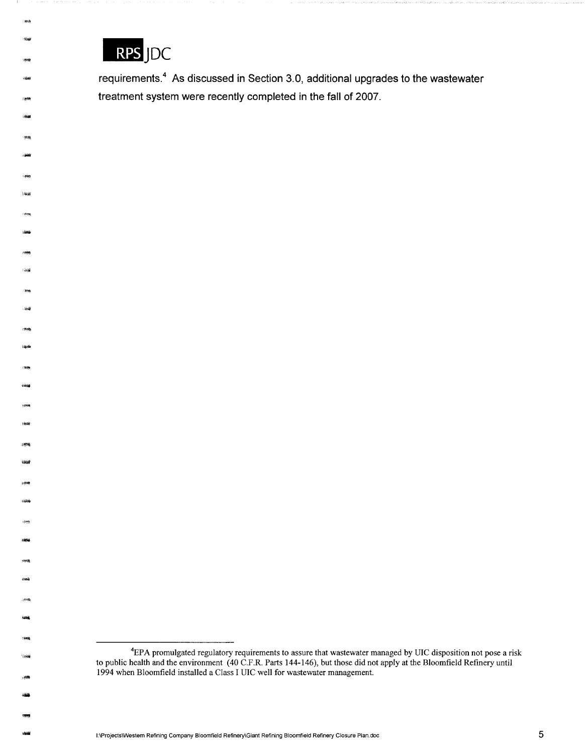requirements.[4] As discussed in Section 3.0, additional upgrades to the wastewater treatment system were recently completed in the fall of 2007.

---

[4]EPA promulgated regulatory requirements to assure that wastewater managed by UIC disposition not pose a risk to public health and the environment (40 C.F.R. Parts 144-146), but those did not apply at the Bloomfield Refinery until 1994 when Bloomfield installed a Class I UIC well for wastewater management.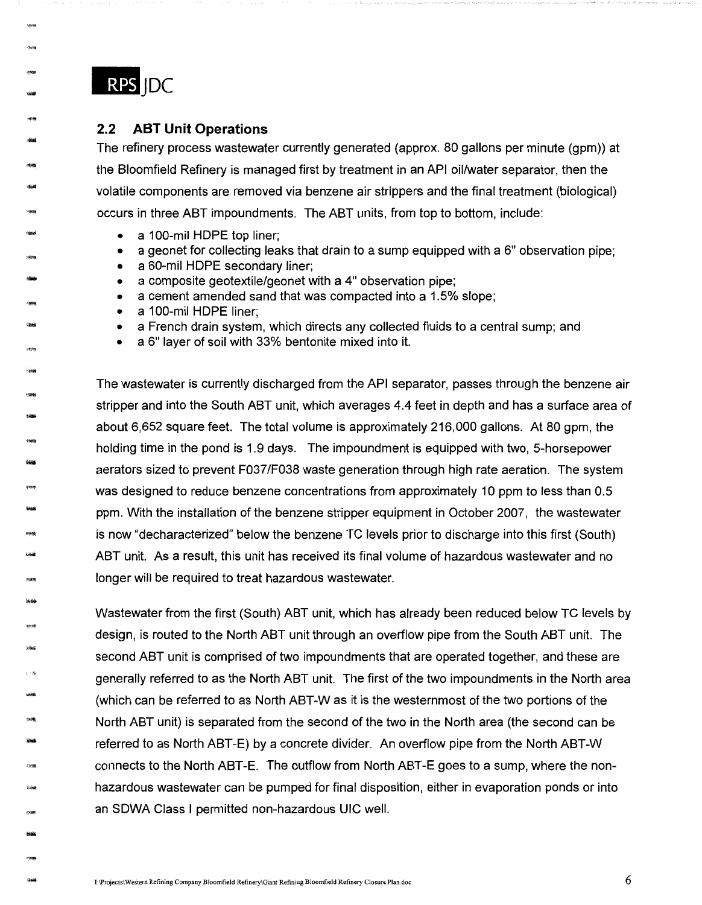## 2.2 ABT Unit Operations

The refinery process wastewater currently generated (approx. 80 gallons per minute (gpm)) at the Bloomfield Refinery is managed first by treatment in an API oil/water separator, then the volatile components are removed via benzene air strippers and the final treatment (biological) occurs in three ABT impoundments. The ABT units, from top to bottom, include:

- a 100-mil HDPE top liner;
- a geonet for collecting leaks that drain to a sump equipped with a 6" observation pipe;
- a 60-mil HDPE secondary liner;
- a composite geotextile/geonet with a 4" observation pipe;
- a cement amended sand that was compacted into a 1.5% slope;
- a 100-mil HDPE liner;
- a French drain system, which directs any collected fluids to a central sump; and
- a 6" layer of soil with 33% bentonite mixed into it.

The wastewater is currently discharged from the API separator, passes through the benzene air stripper and into the South ABT unit, which averages 4.4 feet in depth and has a surface area of about 6,652 square feet. The total volume is approximately 216,000 gallons. At 80 gpm, the holding time in the pond is 1.9 days. The impoundment is equipped with two, 5-horsepower aerators sized to prevent F037/F038 waste generation through high rate aeration. The system was designed to reduce benzene concentrations from approximately 10 ppm to less than 0.5 ppm. With the installation of the benzene stripper equipment in October 2007, the wastewater is now "decharacterized" below the benzene TC levels prior to discharge into this first (South) ABT unit. As a result, this unit has received its final volume of hazardous wastewater and no longer will be required to treat hazardous wastewater.

Wastewater from the first (South) ABT unit, which has already been reduced below TC levels by design, is routed to the North ABT unit through an overflow pipe from the South ABT unit. The second ABT unit is comprised of two impoundments that are operated together, and these are generally referred to as the North ABT unit. The first of the two impoundments in the North area (which can be referred to as North ABT-W as it is the westernmost of the two portions of the North ABT unit) is separated from the second of the two in the North area (the second can be referred to as North ABT-E) by a concrete divider. An overflow pipe from the North ABT-W connects to the North ABT-E. The outflow from North ABT-E goes to a sump, where the non-hazardous wastewater can be pumped for final disposition, either in evaporation ponds or into an SDWA Class I permitted non-hazardous UIC well.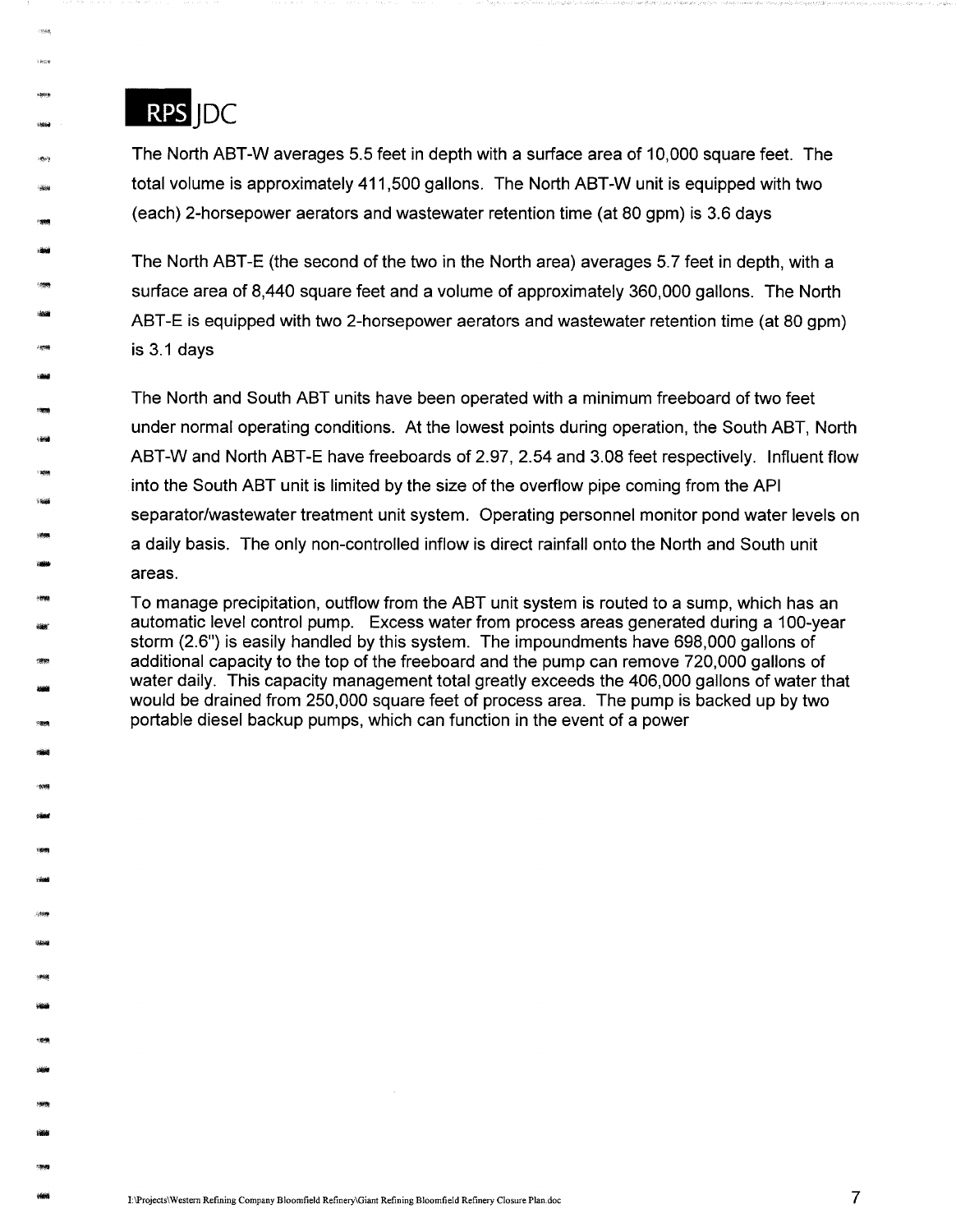The North ABT-W averages 5.5 feet in depth with a surface area of 10,000 square feet. The total volume is approximately 411,500 gallons. The North ABT-W unit is equipped with two (each) 2-horsepower aerators and wastewater retention time (at 80 gpm) is 3.6 days

The North ABT-E (the second of the two in the North area) averages 5.7 feet in depth, with a surface area of 8,440 square feet and a volume of approximately 360,000 gallons. The North ABT-E is equipped with two 2-horsepower aerators and wastewater retention time (at 80 gpm) is 3.1 days

The North and South ABT units have been operated with a minimum freeboard of two feet under normal operating conditions. At the lowest points during operation, the South ABT, North ABT-W and North ABT-E have freeboards of 2.97, 2.54 and 3.08 feet respectively. Influent flow into the South ABT unit is limited by the size of the overflow pipe coming from the API separator/wastewater treatment unit system. Operating personnel monitor pond water levels on a daily basis. The only non-controlled inflow is direct rainfall onto the North and South unit areas.

To manage precipitation, outflow from the ABT unit system is routed to a sump, which has an automatic level control pump. Excess water from process areas generated during a 100-year storm (2.6") is easily handled by this system. The impoundments have 698,000 gallons of additional capacity to the top of the freeboard and the pump can remove 720,000 gallons of water daily. This capacity management total greatly exceeds the 406,000 gallons of water that would be drained from 250,000 square feet of process area. The pump is backed up by two portable diesel backup pumps, which can function in the event of a power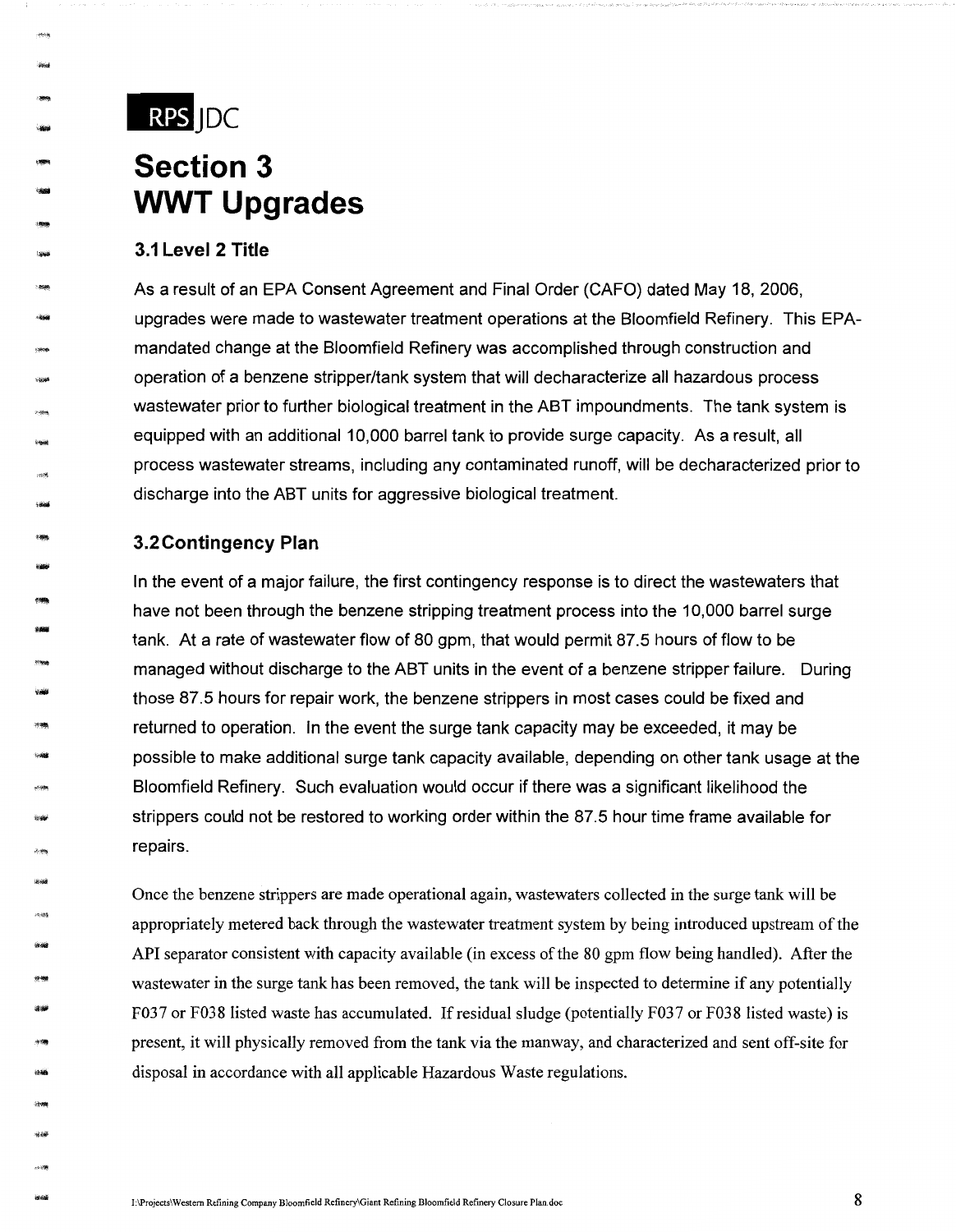RPS JDC

# Section 3
# WWT Upgrades

## 3.1 Level 2 Title

As a result of an EPA Consent Agreement and Final Order (CAFO) dated May 18, 2006, upgrades were made to wastewater treatment operations at the Bloomfield Refinery. This EPA-mandated change at the Bloomfield Refinery was accomplished through construction and operation of a benzene stripper/tank system that will decharacterize all hazardous process wastewater prior to further biological treatment in the ABT impoundments. The tank system is equipped with an additional 10,000 barrel tank to provide surge capacity. As a result, all process wastewater streams, including any contaminated runoff, will be decharacterized prior to discharge into the ABT units for aggressive biological treatment.

## 3.2 Contingency Plan

In the event of a major failure, the first contingency response is to direct the wastewaters that have not been through the benzene stripping treatment process into the 10,000 barrel surge tank. At a rate of wastewater flow of 80 gpm, that would permit 87.5 hours of flow to be managed without discharge to the ABT units in the event of a benzene stripper failure. During those 87.5 hours for repair work, the benzene strippers in most cases could be fixed and returned to operation. In the event the surge tank capacity may be exceeded, it may be possible to make additional surge tank capacity available, depending on other tank usage at the Bloomfield Refinery. Such evaluation would occur if there was a significant likelihood the strippers could not be restored to working order within the 87.5 hour time frame available for repairs.

Once the benzene strippers are made operational again, wastewaters collected in the surge tank will be appropriately metered back through the wastewater treatment system by being introduced upstream of the API separator consistent with capacity available (in excess of the 80 gpm flow being handled). After the wastewater in the surge tank has been removed, the tank will be inspected to determine if any potentially F037 or F038 listed waste has accumulated. If residual sludge (potentially F037 or F038 listed waste) is present, it will physically removed from the tank via the manway, and characterized and sent off-site for disposal in accordance with all applicable Hazardous Waste regulations.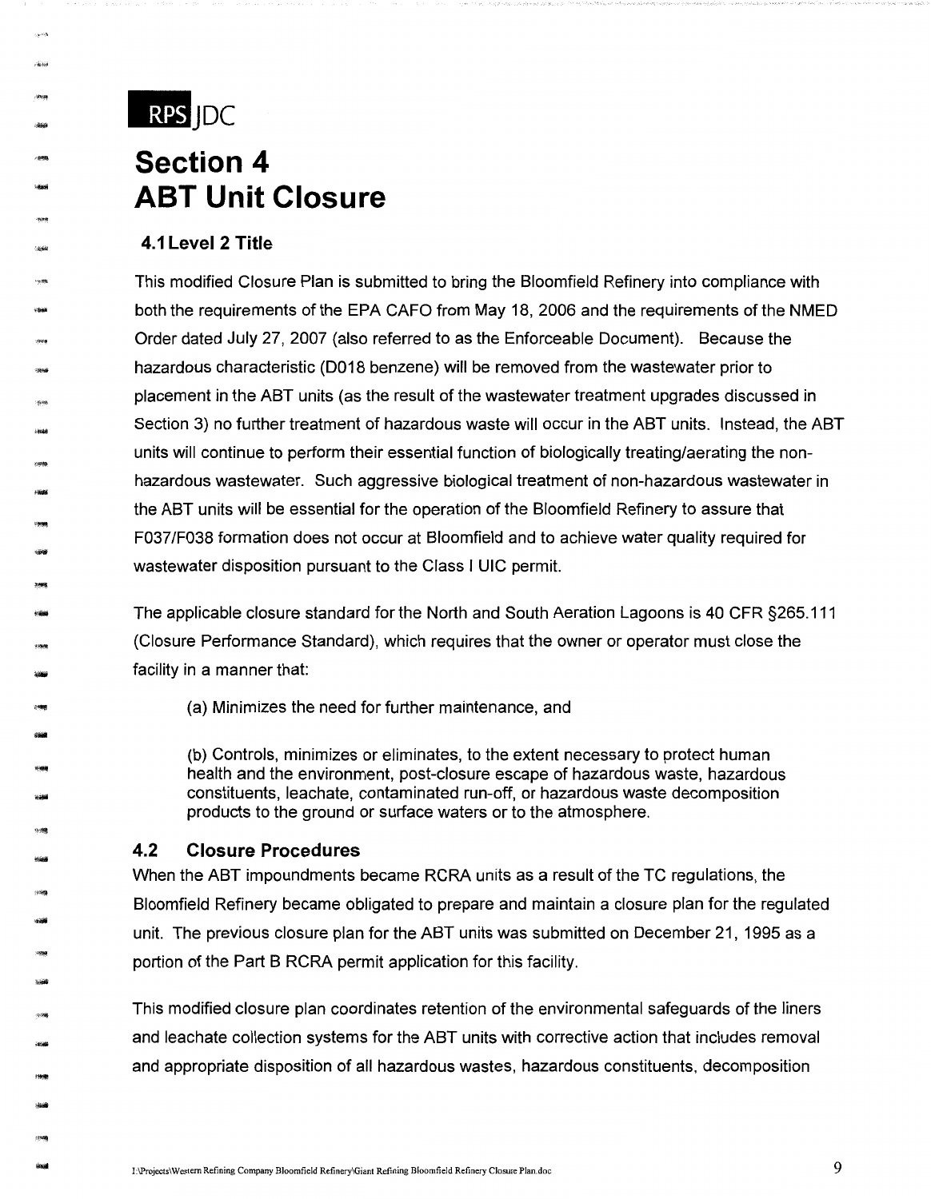RPS JDC

# Section 4
# ABT Unit Closure

## 4.1 Level 2 Title

This modified Closure Plan is submitted to bring the Bloomfield Refinery into compliance with both the requirements of the EPA CAFO from May 18, 2006 and the requirements of the NMED Order dated July 27, 2007 (also referred to as the Enforceable Document). Because the hazardous characteristic (D018 benzene) will be removed from the wastewater prior to placement in the ABT units (as the result of the wastewater treatment upgrades discussed in Section 3) no further treatment of hazardous waste will occur in the ABT units. Instead, the ABT units will continue to perform their essential function of biologically treating/aerating the non-hazardous wastewater. Such aggressive biological treatment of non-hazardous wastewater in the ABT units will be essential for the operation of the Bloomfield Refinery to assure that F037/F038 formation does not occur at Bloomfield and to achieve water quality required for wastewater disposition pursuant to the Class I UIC permit.

The applicable closure standard for the North and South Aeration Lagoons is 40 CFR §265.111 (Closure Performance Standard), which requires that the owner or operator must close the facility in a manner that:

> (a) Minimizes the need for further maintenance, and
>
> (b) Controls, minimizes or eliminates, to the extent necessary to protect human health and the environment, post-closure escape of hazardous waste, hazardous constituents, leachate, contaminated run-off, or hazardous waste decomposition products to the ground or surface waters or to the atmosphere.

## 4.2 Closure Procedures

When the ABT impoundments became RCRA units as a result of the TC regulations, the Bloomfield Refinery became obligated to prepare and maintain a closure plan for the regulated unit. The previous closure plan for the ABT units was submitted on December 21, 1995 as a portion of the Part B RCRA permit application for this facility.

This modified closure plan coordinates retention of the environmental safeguards of the liners and leachate collection systems for the ABT units with corrective action that includes removal and appropriate disposition of all hazardous wastes, hazardous constituents, decomposition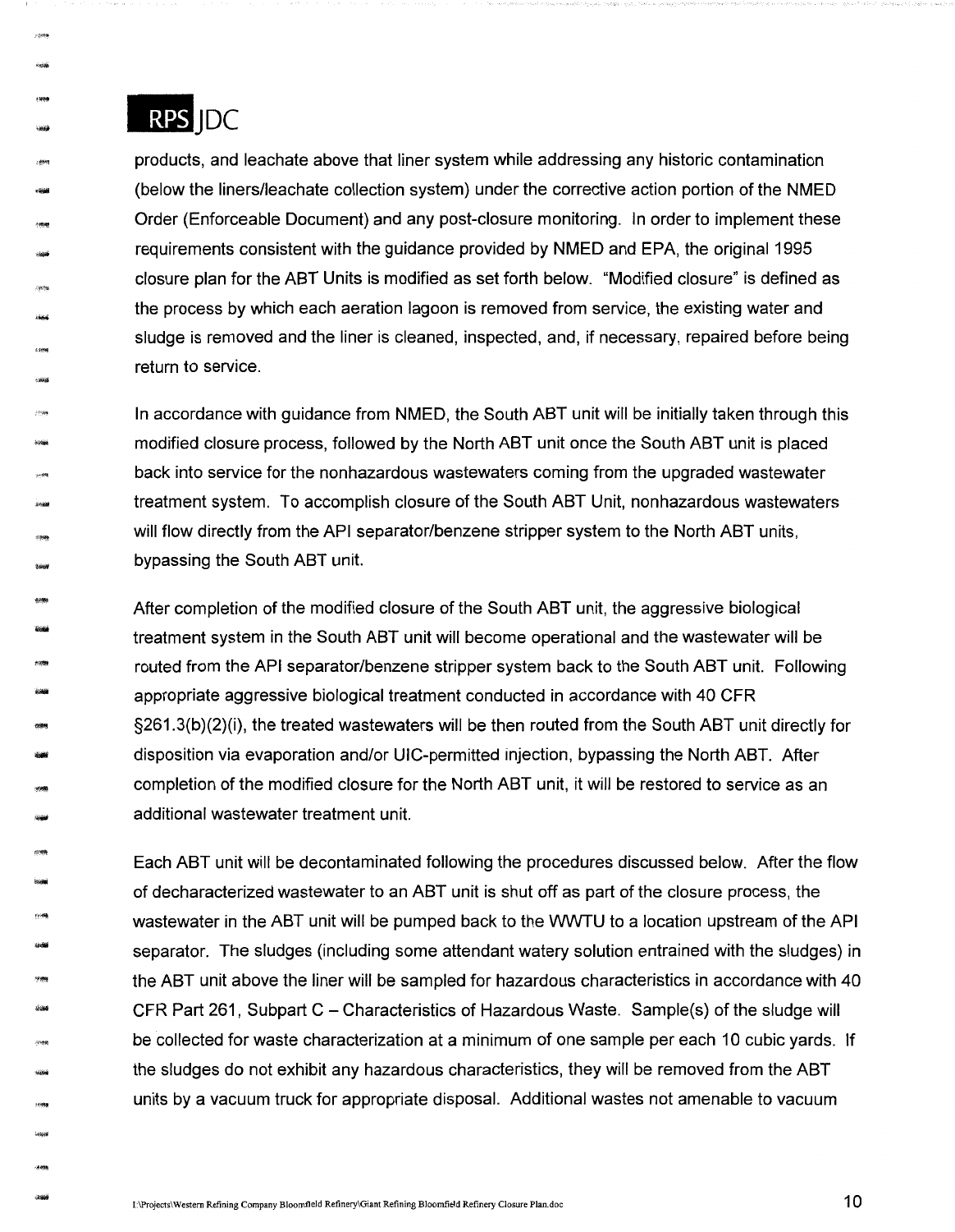products, and leachate above that liner system while addressing any historic contamination (below the liners/leachate collection system) under the corrective action portion of the NMED Order (Enforceable Document) and any post-closure monitoring. In order to implement these requirements consistent with the guidance provided by NMED and EPA, the original 1995 closure plan for the ABT Units is modified as set forth below. "Modified closure" is defined as the process by which each aeration lagoon is removed from service, the existing water and sludge is removed and the liner is cleaned, inspected, and, if necessary, repaired before being return to service.

In accordance with guidance from NMED, the South ABT unit will be initially taken through this modified closure process, followed by the North ABT unit once the South ABT unit is placed back into service for the nonhazardous wastewaters coming from the upgraded wastewater treatment system. To accomplish closure of the South ABT Unit, nonhazardous wastewaters will flow directly from the API separator/benzene stripper system to the North ABT units, bypassing the South ABT unit.

After completion of the modified closure of the South ABT unit, the aggressive biological treatment system in the South ABT unit will become operational and the wastewater will be routed from the API separator/benzene stripper system back to the South ABT unit. Following appropriate aggressive biological treatment conducted in accordance with 40 CFR §261.3(b)(2)(i), the treated wastewaters will be then routed from the South ABT unit directly for disposition via evaporation and/or UIC-permitted injection, bypassing the North ABT. After completion of the modified closure for the North ABT unit, it will be restored to service as an additional wastewater treatment unit.

Each ABT unit will be decontaminated following the procedures discussed below. After the flow of decharacterized wastewater to an ABT unit is shut off as part of the closure process, the wastewater in the ABT unit will be pumped back to the WWTU to a location upstream of the API separator. The sludges (including some attendant watery solution entrained with the sludges) in the ABT unit above the liner will be sampled for hazardous characteristics in accordance with 40 CFR Part 261, Subpart C – Characteristics of Hazardous Waste. Sample(s) of the sludge will be collected for waste characterization at a minimum of one sample per each 10 cubic yards. If the sludges do not exhibit any hazardous characteristics, they will be removed from the ABT units by a vacuum truck for appropriate disposal. Additional wastes not amenable to vacuum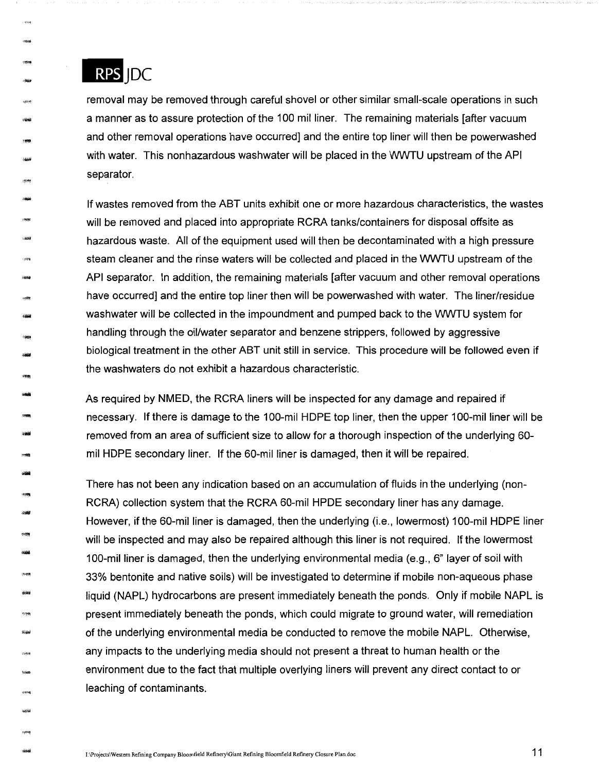removal may be removed through careful shovel or other similar small-scale operations in such a manner as to assure protection of the 100 mil liner. The remaining materials [after vacuum and other removal operations have occurred] and the entire top liner will then be powerwashed with water. This nonhazardous washwater will be placed in the WWTU upstream of the API separator.

If wastes removed from the ABT units exhibit one or more hazardous characteristics, the wastes will be removed and placed into appropriate RCRA tanks/containers for disposal offsite as hazardous waste. All of the equipment used will then be decontaminated with a high pressure steam cleaner and the rinse waters will be collected and placed in the WWTU upstream of the API separator. In addition, the remaining materials [after vacuum and other removal operations have occurred] and the entire top liner then will be powerwashed with water. The liner/residue washwater will be collected in the impoundment and pumped back to the WWTU system for handling through the oil/water separator and benzene strippers, followed by aggressive biological treatment in the other ABT unit still in service. This procedure will be followed even if the washwaters do not exhibit a hazardous characteristic.

As required by NMED, the RCRA liners will be inspected for any damage and repaired if necessary. If there is damage to the 100-mil HDPE top liner, then the upper 100-mil liner will be removed from an area of sufficient size to allow for a thorough inspection of the underlying 60-mil HDPE secondary liner. If the 60-mil liner is damaged, then it will be repaired.

There has not been any indication based on an accumulation of fluids in the underlying (non-RCRA) collection system that the RCRA 60-mil HPDE secondary liner has any damage. However, if the 60-mil liner is damaged, then the underlying (i.e., lowermost) 100-mil HDPE liner will be inspected and may also be repaired although this liner is not required. If the lowermost 100-mil liner is damaged, then the underlying environmental media (e.g., 6" layer of soil with 33% bentonite and native soils) will be investigated to determine if mobile non-aqueous phase liquid (NAPL) hydrocarbons are present immediately beneath the ponds. Only if mobile NAPL is present immediately beneath the ponds, which could migrate to ground water, will remediation of the underlying environmental media be conducted to remove the mobile NAPL. Otherwise, any impacts to the underlying media should not present a threat to human health or the environment due to the fact that multiple overlying liners will prevent any direct contact to or leaching of contaminants.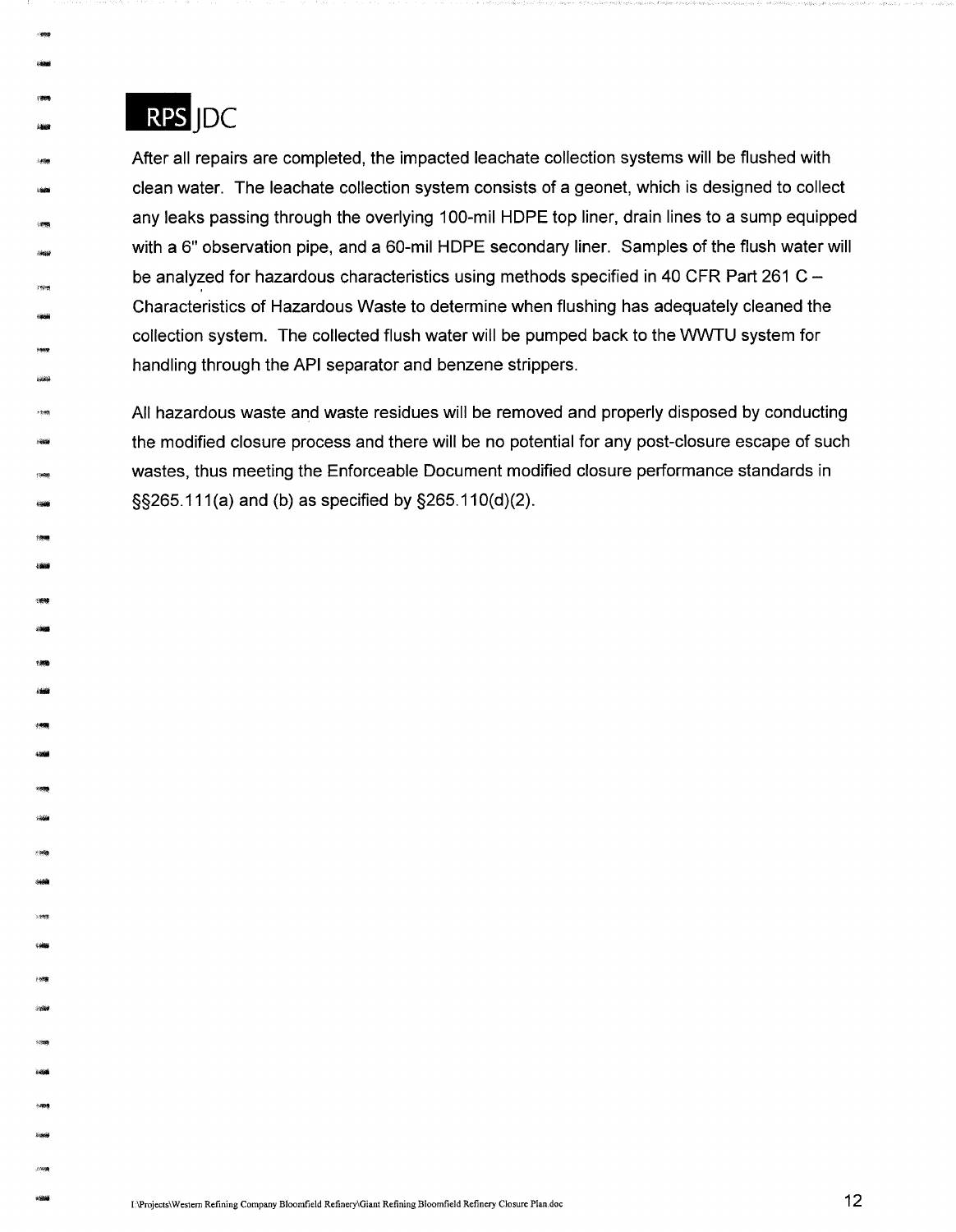After all repairs are completed, the impacted leachate collection systems will be flushed with clean water. The leachate collection system consists of a geonet, which is designed to collect any leaks passing through the overlying 100-mil HDPE top liner, drain lines to a sump equipped with a 6" observation pipe, and a 60-mil HDPE secondary liner. Samples of the flush water will be analyzed for hazardous characteristics using methods specified in 40 CFR Part 261 C – Characteristics of Hazardous Waste to determine when flushing has adequately cleaned the collection system. The collected flush water will be pumped back to the WWTU system for handling through the API separator and benzene strippers.

All hazardous waste and waste residues will be removed and properly disposed by conducting the modified closure process and there will be no potential for any post-closure escape of such wastes, thus meeting the Enforceable Document modified closure performance standards in §§265.111(a) and (b) as specified by §265.110(d)(2).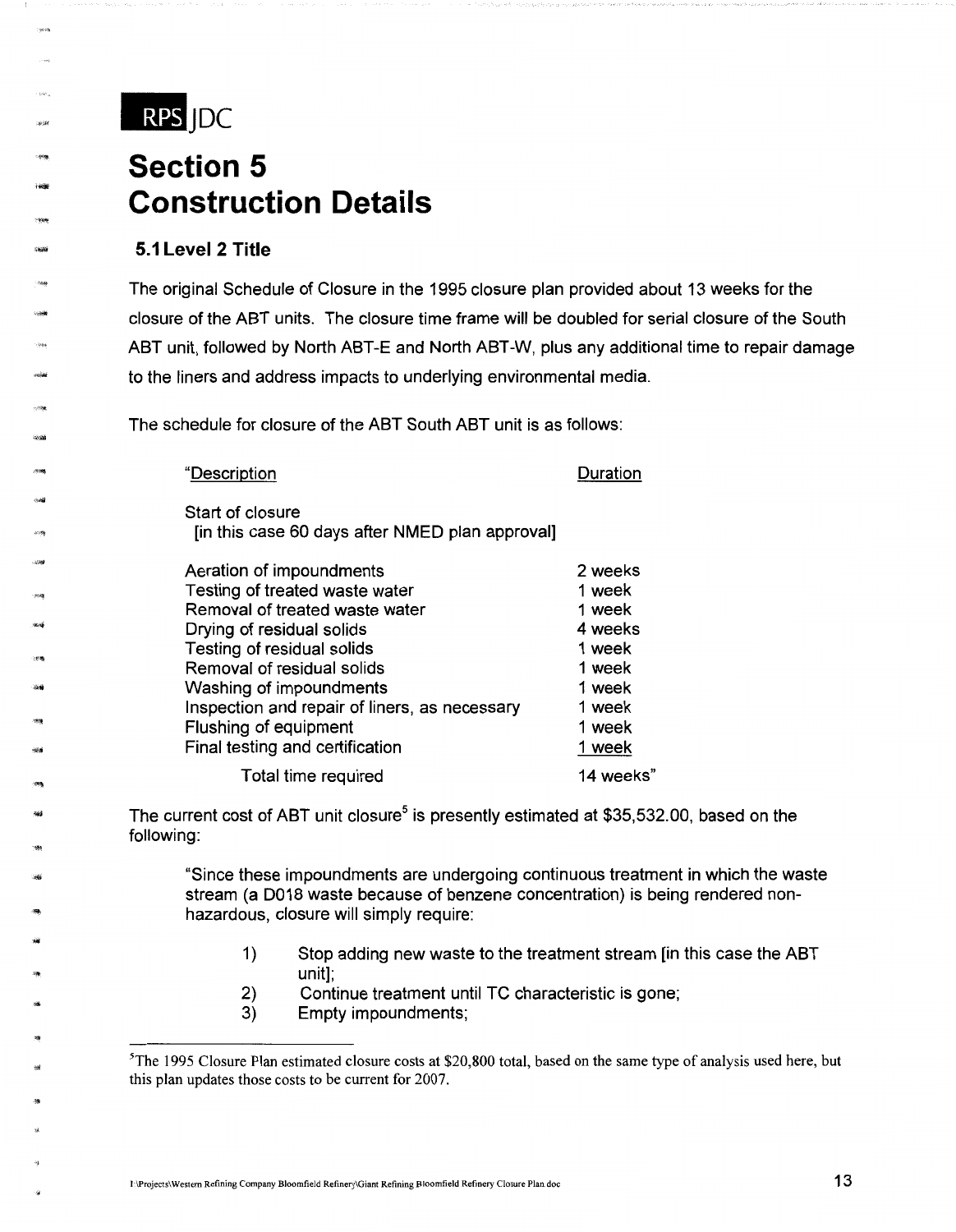RPS JDC

# Section 5 Construction Details

## 5.1 Level 2 Title

The original Schedule of Closure in the 1995 closure plan provided about 13 weeks for the closure of the ABT units. The closure time frame will be doubled for serial closure of the South ABT unit, followed by North ABT-E and North ABT-W, plus any additional time to repair damage to the liners and address impacts to underlying environmental media.

The schedule for closure of the ABT South ABT unit is as follows:

| "Description | Duration |
|---|---|
| Start of closure [in this case 60 days after NMED plan approval] | |
| Aeration of impoundments | 2 weeks |
| Testing of treated waste water | 1 week |
| Removal of treated waste water | 1 week |
| Drying of residual solids | 4 weeks |
| Testing of residual solids | 1 week |
| Removal of residual solids | 1 week |
| Washing of impoundments | 1 week |
| Inspection and repair of liners, as necessary | 1 week |
| Flushing of equipment | 1 week |
| Final testing and certification | 1 week |
| Total time required | 14 weeks" |

The current cost of ABT unit closure[5] is presently estimated at $35,532.00, based on the following:

> "Since these impoundments are undergoing continuous treatment in which the waste stream (a D018 waste because of benzene concentration) is being rendered non-hazardous, closure will simply require:
>
> 1) Stop adding new waste to the treatment stream [in this case the ABT unit];
> 2) Continue treatment until TC characteristic is gone;
> 3) Empty impoundments;

---

[5]The 1995 Closure Plan estimated closure costs at $20,800 total, based on the same type of analysis used here, but this plan updates those costs to be current for 2007.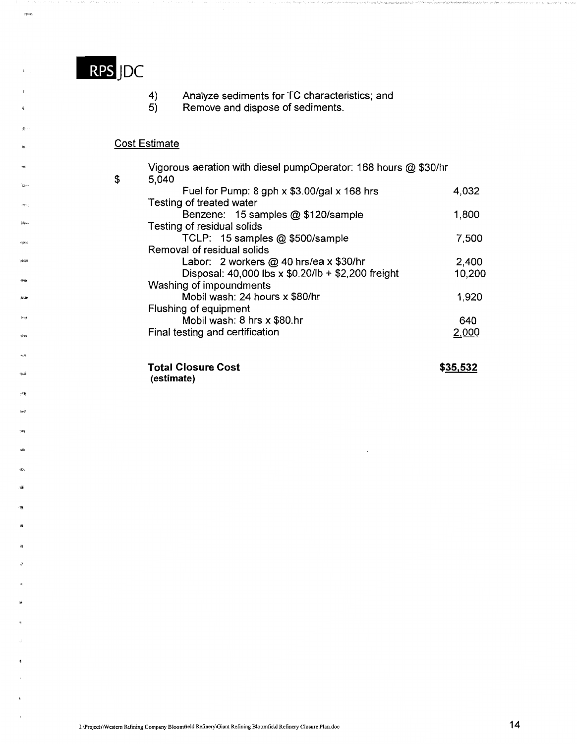4) Analyze sediments for TC characteristics; and
5) Remove and dispose of sediments.

Cost Estimate

| | |
|---|---|
| Vigorous aeration with diesel pumpOperator: 168 hours @ $30/hr | $ 5,040 |
| Fuel for Pump: 8 gph x $3.00/gal x 168 hrs | 4,032 |
| Testing of treated water | |
| Benzene: 15 samples @ $120/sample | 1,800 |
| Testing of residual solids | |
| TCLP: 15 samples @ $500/sample | 7,500 |
| Removal of residual solids | |
| Labor: 2 workers @ 40 hrs/ea x $30/hr | 2,400 |
| Disposal: 40,000 lbs x $0.20/lb + $2,200 freight | 10,200 |
| Washing of impoundments | |
| Mobil wash: 24 hours x $80/hr | 1,920 |
| Flushing of equipment | |
| Mobil wash: 8 hrs x $80.hr | 640 |
| Final testing and certification | 2,000 |
| **Total Closure Cost (estimate)** | **$35,532** |

I:\Projects\Western Refining Company Bloomfield Refinery\Giant Refining Bloomfield Refinery Closure Plan.doc